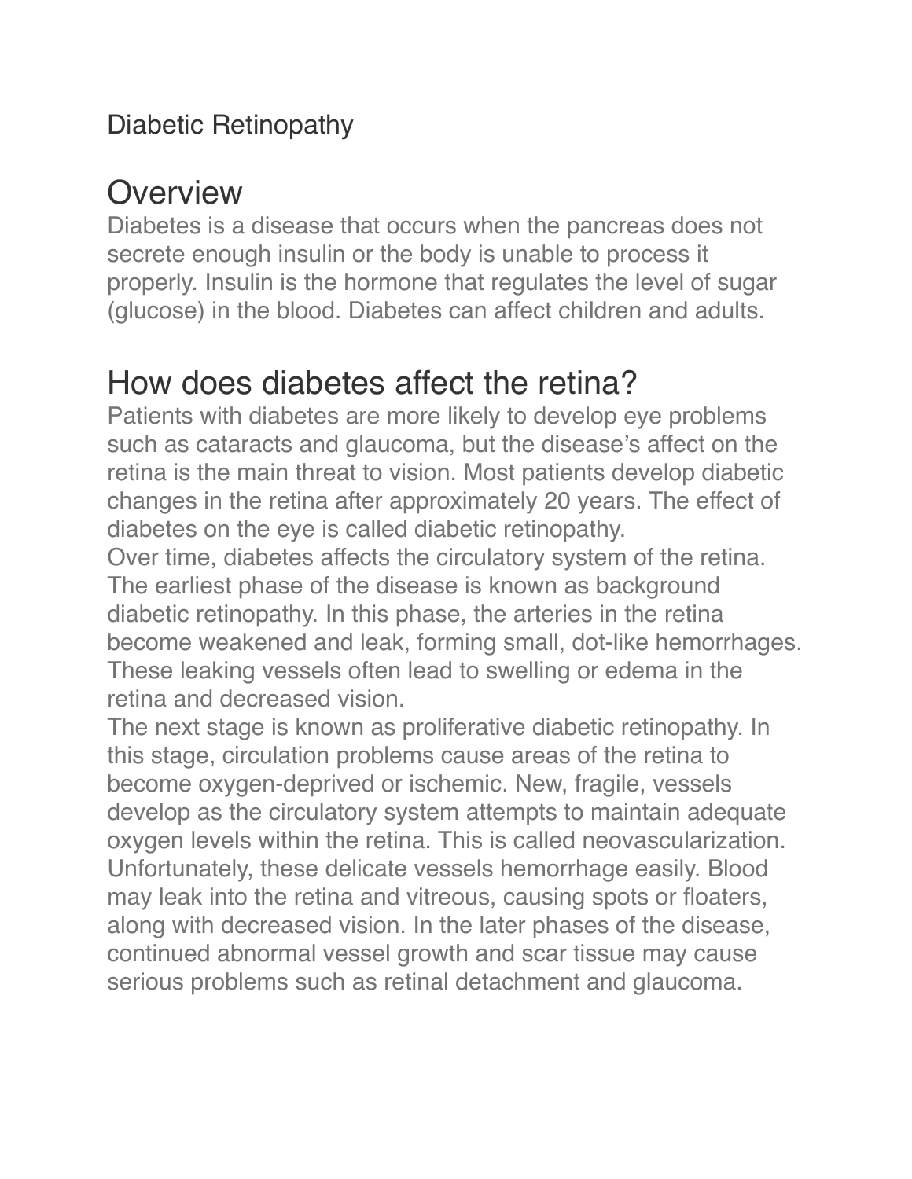Diabetic Retinopathy

# Overview

Diabetes is a disease that occurs when the pancreas does not secrete enough insulin or the body is unable to process it properly. Insulin is the hormone that regulates the level of sugar (glucose) in the blood. Diabetes can affect children and adults.

# How does diabetes affect the retina?

Patients with diabetes are more likely to develop eye problems such as cataracts and glaucoma, but the disease's affect on the retina is the main threat to vision. Most patients develop diabetic changes in the retina after approximately 20 years. The effect of diabetes on the eye is called diabetic retinopathy.

Over time, diabetes affects the circulatory system of the retina. The earliest phase of the disease is known as background diabetic retinopathy. In this phase, the arteries in the retina become weakened and leak, forming small, dot-like hemorrhages. These leaking vessels often lead to swelling or edema in the retina and decreased vision.

The next stage is known as proliferative diabetic retinopathy. In this stage, circulation problems cause areas of the retina to become oxygen-deprived or ischemic. New, fragile, vessels develop as the circulatory system attempts to maintain adequate oxygen levels within the retina. This is called neovascularization. Unfortunately, these delicate vessels hemorrhage easily. Blood may leak into the retina and vitreous, causing spots or floaters, along with decreased vision. In the later phases of the disease, continued abnormal vessel growth and scar tissue may cause serious problems such as retinal detachment and glaucoma.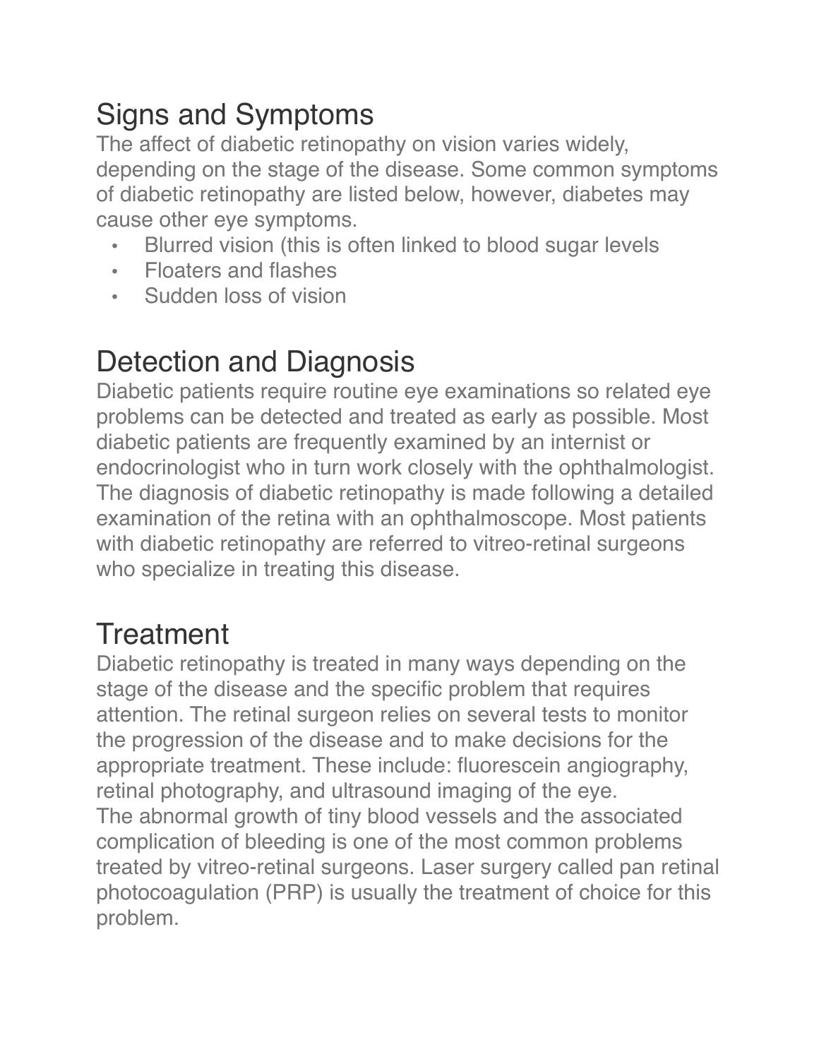## Signs and Symptoms

The affect of diabetic retinopathy on vision varies widely, depending on the stage of the disease. Some common symptoms of diabetic retinopathy are listed below, however, diabetes may cause other eye symptoms.

- Blurred vision (this is often linked to blood sugar levels
- Floaters and flashes
- Sudden loss of vision

## Detection and Diagnosis

Diabetic patients require routine eye examinations so related eye problems can be detected and treated as early as possible. Most diabetic patients are frequently examined by an internist or endocrinologist who in turn work closely with the ophthalmologist. The diagnosis of diabetic retinopathy is made following a detailed examination of the retina with an ophthalmoscope. Most patients with diabetic retinopathy are referred to vitreo-retinal surgeons who specialize in treating this disease.

## Treatment

Diabetic retinopathy is treated in many ways depending on the stage of the disease and the specific problem that requires attention. The retinal surgeon relies on several tests to monitor the progression of the disease and to make decisions for the appropriate treatment. These include: fluorescein angiography, retinal photography, and ultrasound imaging of the eye.

The abnormal growth of tiny blood vessels and the associated complication of bleeding is one of the most common problems treated by vitreo-retinal surgeons. Laser surgery called pan retinal photocoagulation (PRP) is usually the treatment of choice for this problem.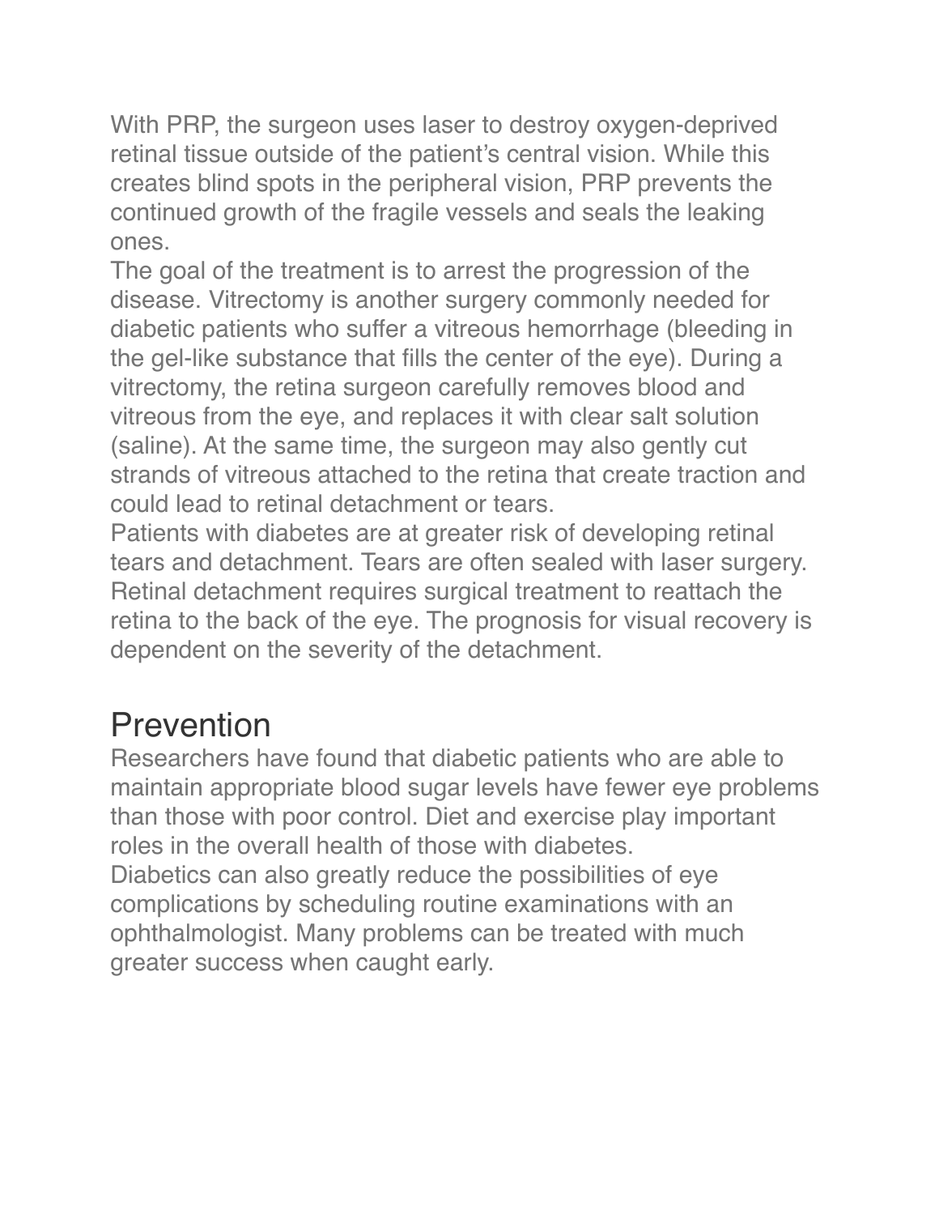With PRP, the surgeon uses laser to destroy oxygen-deprived retinal tissue outside of the patient's central vision. While this creates blind spots in the peripheral vision, PRP prevents the continued growth of the fragile vessels and seals the leaking ones.

The goal of the treatment is to arrest the progression of the disease. Vitrectomy is another surgery commonly needed for diabetic patients who suffer a vitreous hemorrhage (bleeding in the gel-like substance that fills the center of the eye). During a vitrectomy, the retina surgeon carefully removes blood and vitreous from the eye, and replaces it with clear salt solution (saline). At the same time, the surgeon may also gently cut strands of vitreous attached to the retina that create traction and could lead to retinal detachment or tears.

Patients with diabetes are at greater risk of developing retinal tears and detachment. Tears are often sealed with laser surgery. Retinal detachment requires surgical treatment to reattach the retina to the back of the eye. The prognosis for visual recovery is dependent on the severity of the detachment.

## Prevention

Researchers have found that diabetic patients who are able to maintain appropriate blood sugar levels have fewer eye problems than those with poor control. Diet and exercise play important roles in the overall health of those with diabetes.

Diabetics can also greatly reduce the possibilities of eye complications by scheduling routine examinations with an ophthalmologist. Many problems can be treated with much greater success when caught early.